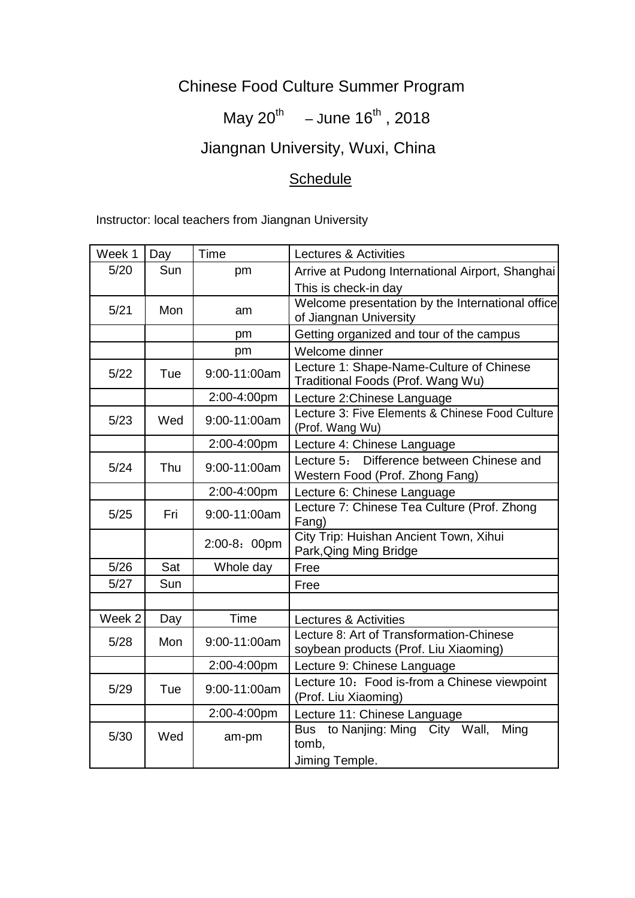# Chinese Food Culture Summer Program

## May 20th – June 16th , 2018

## Jiangnan University, Wuxi, China

### Schedule

Instructor: local teachers from Jiangnan University

| Week 1 | Day | Time | Lectures & Activities |
|---|---|---|---|
| 5/20 | Sun | pm | Arrive at Pudong International Airport, Shanghai<br>This is check-in day |
| 5/21 | Mon | am | Welcome presentation by the International office of Jiangnan University |
| | | pm | Getting organized and tour of the campus |
| | | pm | Welcome dinner |
| 5/22 | Tue | 9:00-11:00am | Lecture 1: Shape-Name-Culture of Chinese Traditional Foods (Prof. Wang Wu) |
| | | 2:00-4:00pm | Lecture 2:Chinese Language |
| 5/23 | Wed | 9:00-11:00am | Lecture 3: Five Elements & Chinese Food Culture (Prof. Wang Wu) |
| | | 2:00-4:00pm | Lecture 4: Chinese Language |
| 5/24 | Thu | 9:00-11:00am | Lecture 5： Difference between Chinese and Western Food (Prof. Zhong Fang) |
| | | 2:00-4:00pm | Lecture 6: Chinese Language |
| 5/25 | Fri | 9:00-11:00am | Lecture 7: Chinese Tea Culture (Prof. Zhong Fang) |
| | | 2:00-8：00pm | City Trip: Huishan Ancient Town, Xihui Park,Qing Ming Bridge |
| 5/26 | Sat | Whole day | Free |
| 5/27 | Sun | | Free |
| | | | |
| Week 2 | Day | Time | Lectures & Activities |
| 5/28 | Mon | 9:00-11:00am | Lecture 8: Art of Transformation-Chinese soybean products (Prof. Liu Xiaoming) |
| | | 2:00-4:00pm | Lecture 9: Chinese Language |
| 5/29 | Tue | 9:00-11:00am | Lecture 10：Food is-from a Chinese viewpoint (Prof. Liu Xiaoming) |
| | | 2:00-4:00pm | Lecture 11: Chinese Language |
| 5/30 | Wed | am-pm | Bus to Nanjing: Ming City Wall, Ming tomb,<br>Jiming Temple. |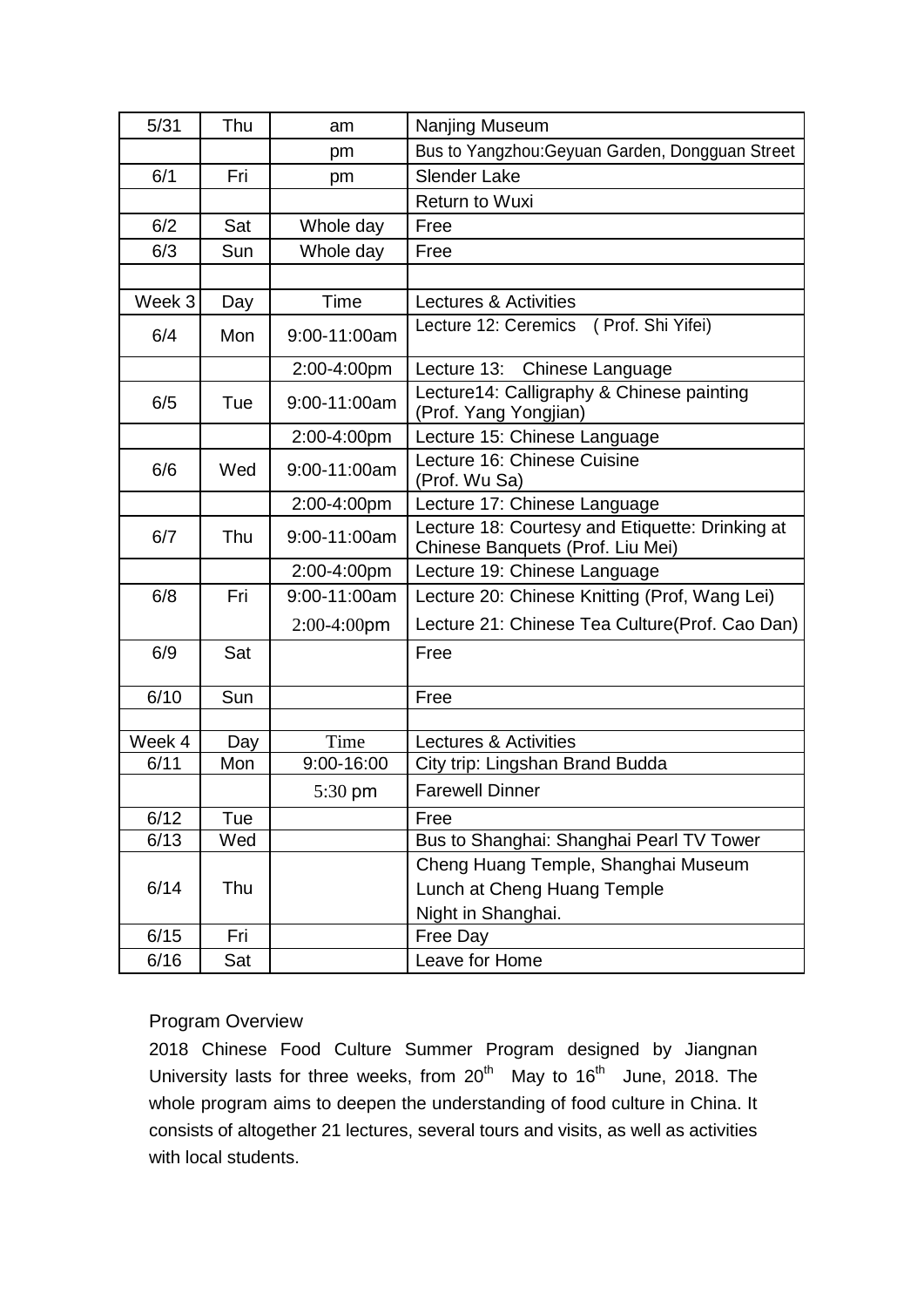| 5/31 | Thu | am | Nanjing Museum |
|---|---|---|---|
| | | pm | Bus to Yangzhou:Geyuan Garden, Dongguan Street |
| 6/1 | Fri | pm | Slender Lake |
| | | | Return to Wuxi |
| 6/2 | Sat | Whole day | Free |
| 6/3 | Sun | Whole day | Free |
| | | | |
| Week 3 | Day | Time | Lectures & Activities |
| 6/4 | Mon | 9:00-11:00am | Lecture 12: Ceremics (Prof. Shi Yifei) |
| | | 2:00-4:00pm | Lecture 13: Chinese Language |
| 6/5 | Tue | 9:00-11:00am | Lecture14: Calligraphy & Chinese painting (Prof. Yang Yongjian) |
| | | 2:00-4:00pm | Lecture 15: Chinese Language |
| 6/6 | Wed | 9:00-11:00am | Lecture 16: Chinese Cuisine (Prof. Wu Sa) |
| | | 2:00-4:00pm | Lecture 17: Chinese Language |
| 6/7 | Thu | 9:00-11:00am | Lecture 18: Courtesy and Etiquette: Drinking at Chinese Banquets (Prof. Liu Mei) |
| | | 2:00-4:00pm | Lecture 19: Chinese Language |
| 6/8 | Fri | 9:00-11:00am | Lecture 20: Chinese Knitting (Prof, Wang Lei) |
| | | 2:00-4:00pm | Lecture 21: Chinese Tea Culture(Prof. Cao Dan) |
| 6/9 | Sat | | Free |
| 6/10 | Sun | | Free |
| | | | |
| Week 4 | Day | Time | Lectures & Activities |
| 6/11 | Mon | 9:00-16:00 | City trip: Lingshan Brand Budda |
| | | 5:30 pm | Farewell Dinner |
| 6/12 | Tue | | Free |
| 6/13 | Wed | | Bus to Shanghai: Shanghai Pearl TV Tower |
| 6/14 | Thu | | Cheng Huang Temple, Shanghai Museum<br>Lunch at Cheng Huang Temple<br>Night in Shanghai. |
| 6/15 | Fri | | Free Day |
| 6/16 | Sat | | Leave for Home |

Program Overview

2018 Chinese Food Culture Summer Program designed by Jiangnan University lasts for three weeks, from 20th May to 16th June, 2018. The whole program aims to deepen the understanding of food culture in China. It consists of altogether 21 lectures, several tours and visits, as well as activities with local students.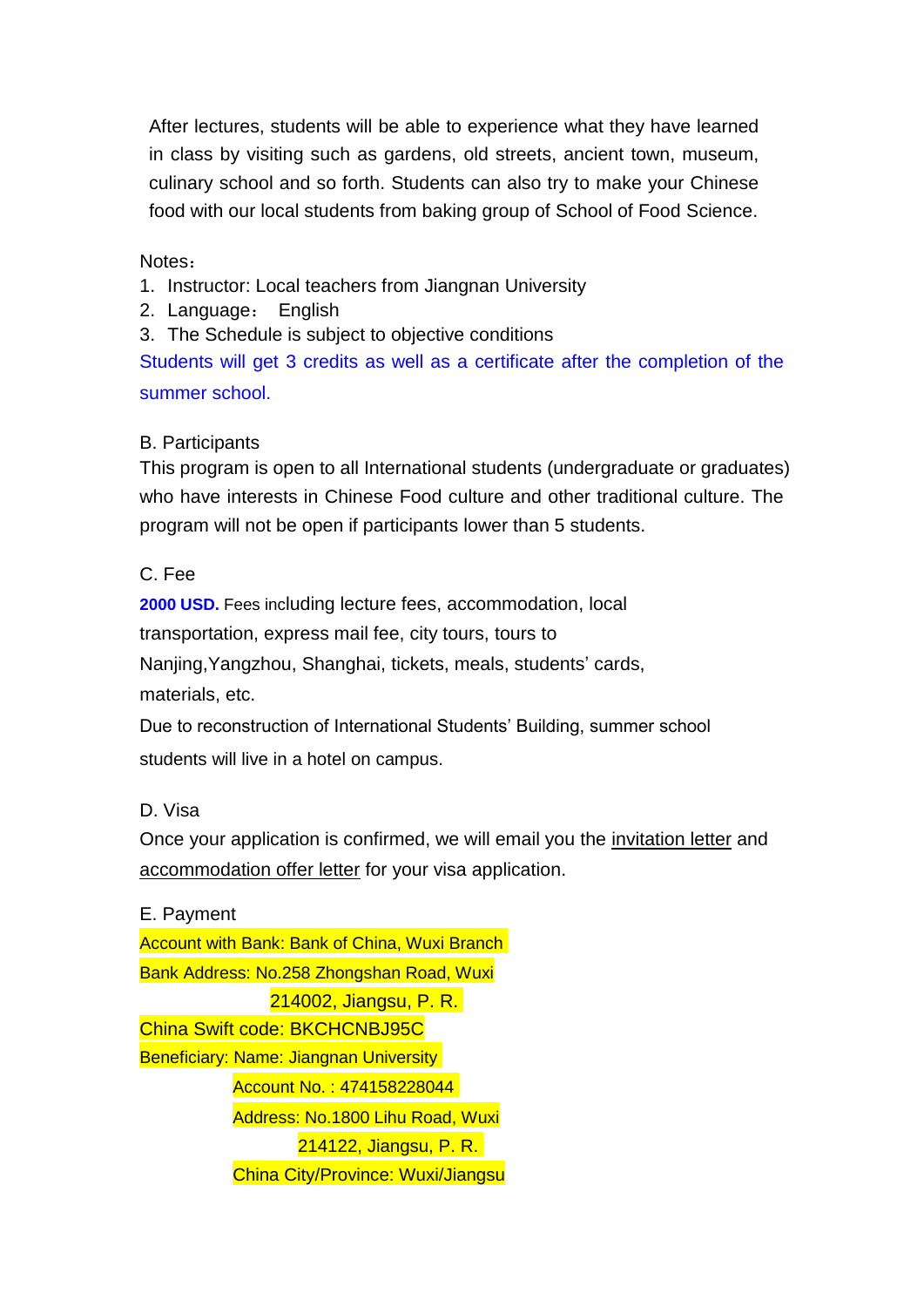After lectures, students will be able to experience what they have learned in class by visiting such as gardens, old streets, ancient town, museum, culinary school and so forth. Students can also try to make your Chinese food with our local students from baking group of School of Food Science.

Notes：

1. Instructor: Local teachers from Jiangnan University
2. Language： English
3. The Schedule is subject to objective conditions

Students will get 3 credits as well as a certificate after the completion of the summer school.

B. Participants

This program is open to all International students (undergraduate or graduates) who have interests in Chinese Food culture and other traditional culture. The program will not be open if participants lower than 5 students.

C. Fee

**2000 USD.** Fees including lecture fees, accommodation, local transportation, express mail fee, city tours, tours to Nanjing,Yangzhou, Shanghai, tickets, meals, students' cards, materials, etc.

Due to reconstruction of International Students' Building, summer school students will live in a hotel on campus.

D. Visa

Once your application is confirmed, we will email you the invitation letter and accommodation offer letter for your visa application.

E. Payment

Account with Bank: Bank of China, Wuxi Branch

Bank Address: No.258 Zhongshan Road, Wuxi
214002, Jiangsu, P. R.

China Swift code: BKCHCNBJ95C

Beneficiary: Name: Jiangnan University

Account No. : 474158228044

Address: No.1800 Lihu Road, Wuxi
214122, Jiangsu, P. R.

China City/Province: Wuxi/Jiangsu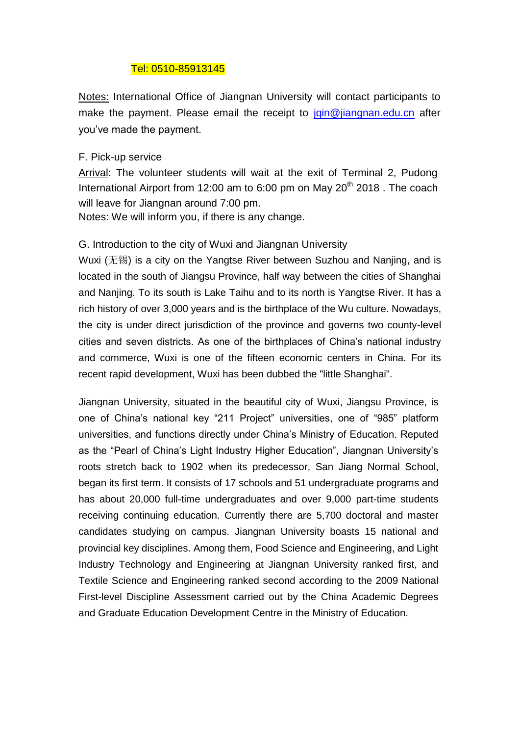Tel: 0510-85913145

Notes: International Office of Jiangnan University will contact participants to make the payment. Please email the receipt to jqin@jiangnan.edu.cn after you've made the payment.

F. Pick-up service

Arrival: The volunteer students will wait at the exit of Terminal 2, Pudong International Airport from 12:00 am to 6:00 pm on May 20th 2018 . The coach will leave for Jiangnan around 7:00 pm.

Notes: We will inform you, if there is any change.

G. Introduction to the city of Wuxi and Jiangnan University

Wuxi (无锡) is a city on the Yangtse River between Suzhou and Nanjing, and is located in the south of Jiangsu Province, half way between the cities of Shanghai and Nanjing. To its south is Lake Taihu and to its north is Yangtse River. It has a rich history of over 3,000 years and is the birthplace of the Wu culture. Nowadays, the city is under direct jurisdiction of the province and governs two county-level cities and seven districts. As one of the birthplaces of China's national industry and commerce, Wuxi is one of the fifteen economic centers in China. For its recent rapid development, Wuxi has been dubbed the "little Shanghai".

Jiangnan University, situated in the beautiful city of Wuxi, Jiangsu Province, is one of China's national key "211 Project" universities, one of "985" platform universities, and functions directly under China's Ministry of Education. Reputed as the "Pearl of China's Light Industry Higher Education", Jiangnan University's roots stretch back to 1902 when its predecessor, San Jiang Normal School, began its first term. It consists of 17 schools and 51 undergraduate programs and has about 20,000 full-time undergraduates and over 9,000 part-time students receiving continuing education. Currently there are 5,700 doctoral and master candidates studying on campus. Jiangnan University boasts 15 national and provincial key disciplines. Among them, Food Science and Engineering, and Light Industry Technology and Engineering at Jiangnan University ranked first, and Textile Science and Engineering ranked second according to the 2009 National First-level Discipline Assessment carried out by the China Academic Degrees and Graduate Education Development Centre in the Ministry of Education.